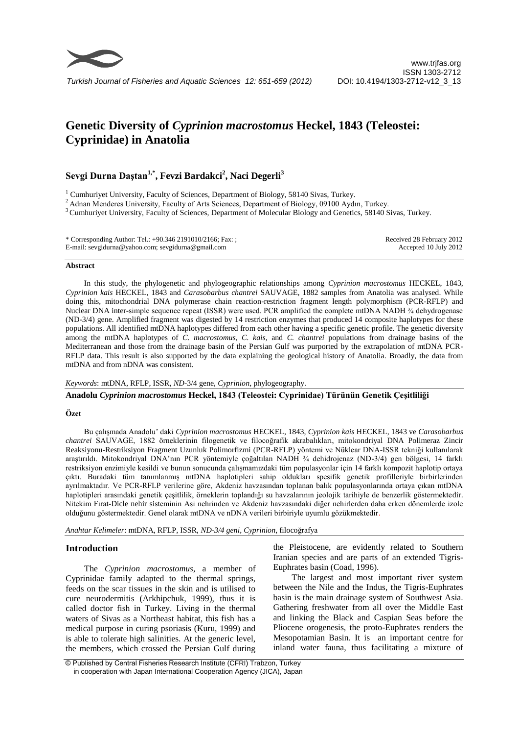# Genetic Diversity of *Cyprinion macrostomus* Heckel, 1843 (Teleostei: Cyprinidae) in Anatolia

**Sevgi Durna Daştan[1,*], Fevzi Bardakci[2], Naci Degerli[3]**

[1] Cumhuriyet University, Faculty of Sciences, Department of Biology, 58140 Sivas, Turkey.
[2] Adnan Menderes University, Faculty of Arts Sciences, Department of Biology, 09100 Aydın, Turkey.
[3] Cumhuriyet University, Faculty of Sciences, Department of Molecular Biology and Genetics, 58140 Sivas, Turkey.

\* Corresponding Author: Tel.: +90.346 2191010/2166; Fax: ;
E-mail: sevgidurna@yahoo.com; sevgidurna@gmail.com

Received 28 February 2012
Accepted 10 July 2012

### Abstract

In this study, the phylogenetic and phylogeographic relationships among *Cyprinion macrostomus* HECKEL, 1843, *Cyprinion kais* HECKEL, 1843 and *Carasobarbus chantrei* SAUVAGE, 1882 samples from Anatolia was analysed. While doing this, mitochondrial DNA polymerase chain reaction-restriction fragment length polymorphism (PCR-RFLP) and Nuclear DNA inter-simple sequence repeat (ISSR) were used. PCR amplified the complete mtDNA NADH ¾ dehydrogenase (ND-3/4) gene. Amplified fragment was digested by 14 restriction enzymes that produced 14 composite haplotypes for these populations. All identified mtDNA haplotypes differed from each other having a specific genetic profile. The genetic diversity among the mtDNA haplotypes of *C. macrostomus, C. kais,* and *C. chantrei* populations from drainage basins of the Mediterranean and those from the drainage basin of the Persian Gulf was purported by the extrapolation of mtDNA PCR-RFLP data. This result is also supported by the data explaining the geological history of Anatolia. Broadly, the data from mtDNA and from nDNA was consistent.

*Keywords*: mtDNA, RFLP, ISSR, *ND*-3/4 gene, *Cyprinion*, phylogeography.

### Anadolu *Cyprinion macrostomus* Heckel, 1843 (Teleostei: Cyprinidae) Türünün Genetik Çeşitliliği

### Özet

Bu çalışmada Anadolu' daki *Cyprinion macrostomus* HECKEL, 1843, *Cyprinion kais* HECKEL, 1843 ve *Carasobarbus chantrei* SAUVAGE, 1882 örneklerinin filogenetik ve filocoğrafik akrabalıkları, mitokondriyal DNA Polimeraz Zincir Reaksiyonu-Restriksiyon Fragment Uzunluk Polimorfizmi (PCR-RFLP) yöntemi ve Nüklear DNA-ISSR tekniği kullanılarak araştırıldı. Mitokondriyal DNA'nın PCR yöntemiyle çoğaltılan NADH ¾ dehidrojenaz (ND-3/4) gen bölgesi, 14 farklı restriksiyon enzimiyle kesildi ve bunun sonucunda çalışmamızdaki tüm populasyonlar için 14 farklı kompozit haplotip ortaya çıktı. Buradaki tüm tanımlanmış mtDNA haplotipleri sahip oldukları spesifik genetik profilleriyle birbirlerinden ayrılmaktadır. Ve PCR-RFLP verilerine göre, Akdeniz havzasından toplanan balık populasyonlarında ortaya çıkan mtDNA haplotipleri arasındaki genetik çeşitlilik, örneklerin toplandığı su havzalarının jeolojik tarihiyle de benzerlik göstermektedir. Nitekim Fırat-Dicle nehir sisteminin Asi nehrinden ve Akdeniz havzasındaki diğer nehirlerden daha erken dönemlerde izole olduğunu göstermektedir. Genel olarak mtDNA ve nDNA verileri birbiriyle uyumlu gözükmektedir.

*Anahtar Kelimeler*: mtDNA, RFLP, ISSR, *ND-3/4 geni*, *Cyprinion*, filocoğrafya

## Introduction

The *Cyprinion macrostomus*, a member of Cyprinidae family adapted to the thermal springs, feeds on the scar tissues in the skin and is utilised to cure neurodermitis (Arkhipchuk, 1999), thus it is called doctor fish in Turkey. Living in the thermal waters of Sivas as a Northeast habitat, this fish has a medical purpose in curing psoriasis (Kuru, 1999) and is able to tolerate high salinities. At the generic level, the members, which crossed the Persian Gulf during the Pleistocene, are evidently related to Southern Iranian species and are parts of an extended Tigris-Euphrates basin (Coad, 1996).

The largest and most important river system between the Nile and the Indus, the Tigris-Euphrates basin is the main drainage system of Southwest Asia. Gathering freshwater from all over the Middle East and linking the Black and Caspian Seas before the Pliocene orogenesis, the proto-Euphrates renders the Mesopotamian Basin. It is an important centre for inland water fauna, thus facilitating a mixture of

© Published by Central Fisheries Research Institute (CFRI) Trabzon, Turkey
in cooperation with Japan International Cooperation Agency (JICA), Japan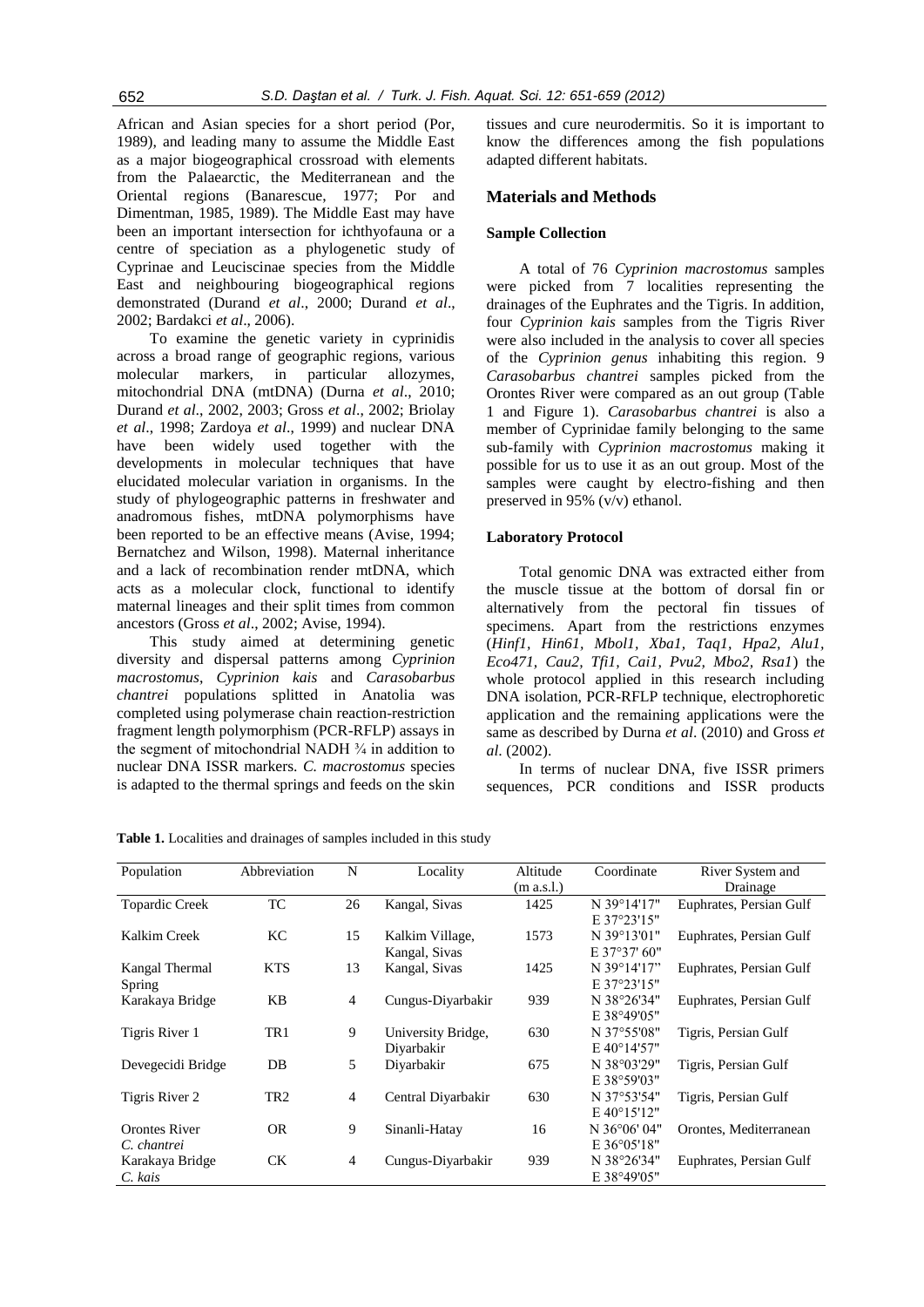African and Asian species for a short period (Por, 1989), and leading many to assume the Middle East as a major biogeographical crossroad with elements from the Palaearctic, the Mediterranean and the Oriental regions (Banarescue, 1977; Por and Dimentman, 1985, 1989). The Middle East may have been an important intersection for ichthyofauna or a centre of speciation as a phylogenetic study of Cyprinae and Leuciscinae species from the Middle East and neighbouring biogeographical regions demonstrated (Durand *et al*., 2000; Durand *et al*., 2002; Bardakci *et al*., 2006).

To examine the genetic variety in cyprinidis across a broad range of geographic regions, various molecular markers, in particular allozymes, mitochondrial DNA (mtDNA) (Durna *et al*., 2010; Durand *et al*., 2002, 2003; Gross *et al*., 2002; Briolay *et al*., 1998; Zardoya *et al*., 1999) and nuclear DNA have been widely used together with the developments in molecular techniques that have elucidated molecular variation in organisms. In the study of phylogeographic patterns in freshwater and anadromous fishes, mtDNA polymorphisms have been reported to be an effective means (Avise, 1994; Bernatchez and Wilson, 1998). Maternal inheritance and a lack of recombination render mtDNA, which acts as a molecular clock, functional to identify maternal lineages and their split times from common ancestors (Gross *et al*., 2002; Avise, 1994).

This study aimed at determining genetic diversity and dispersal patterns among *Cyprinion macrostomus*, *Cyprinion kais* and *Carasobarbus chantrei* populations splitted in Anatolia was completed using polymerase chain reaction-restriction fragment length polymorphism (PCR-RFLP) assays in the segment of mitochondrial NADH ¾ in addition to nuclear DNA ISSR markers. *C. macrostomus* species is adapted to the thermal springs and feeds on the skin tissues and cure neurodermitis. So it is important to know the differences among the fish populations adapted different habitats.

## Materials and Methods

### Sample Collection

A total of 76 *Cyprinion macrostomus* samples were picked from 7 localities representing the drainages of the Euphrates and the Tigris. In addition, four *Cyprinion kais* samples from the Tigris River were also included in the analysis to cover all species of the *Cyprinion genus* inhabiting this region. 9 *Carasobarbus chantrei* samples picked from the Orontes River were compared as an out group (Table 1 and Figure 1). *Carasobarbus chantrei* is also a member of Cyprinidae family belonging to the same sub-family with *Cyprinion macrostomus* making it possible for us to use it as an out group. Most of the samples were caught by electro-fishing and then preserved in 95% (v/v) ethanol.

### Laboratory Protocol

Total genomic DNA was extracted either from the muscle tissue at the bottom of dorsal fin or alternatively from the pectoral fin tissues of specimens. Apart from the restrictions enzymes (*Hinf1, Hin61, Mbol1, Xba1, Taq1, Hpa2, Alu1, Eco471, Cau2, Tfi1, Cai1, Pvu2, Mbo2, Rsa1*) the whole protocol applied in this research including DNA isolation, PCR-RFLP technique, electrophoretic application and the remaining applications were the same as described by Durna *et al*. (2010) and Gross *et al*. (2002).

In terms of nuclear DNA, five ISSR primers sequences, PCR conditions and ISSR products

**Table 1.** Localities and drainages of samples included in this study

| Population | Abbreviation | N | Locality | Altitude (m a.s.l.) | Coordinate | River System and Drainage |
|---|---|---|---|---|---|---|
| Topardic Creek | TC | 26 | Kangal, Sivas | 1425 | N 39°14'17" E 37°23'15" | Euphrates, Persian Gulf |
| Kalkim Creek | KC | 15 | Kalkim Village, Kangal, Sivas | 1573 | N 39°13'01" E 37°37' 60" | Euphrates, Persian Gulf |
| Kangal Thermal Spring | KTS | 13 | Kangal, Sivas | 1425 | N 39°14'17" E 37°23'15" | Euphrates, Persian Gulf |
| Karakaya Bridge | KB | 4 | Cungus-Diyarbakir | 939 | N 38°26'34" E 38°49'05" | Euphrates, Persian Gulf |
| Tigris River 1 | TR1 | 9 | University Bridge, Diyarbakir | 630 | N 37°55'08" E 40°14'57" | Tigris, Persian Gulf |
| Devegecidi Bridge | DB | 5 | Diyarbakir | 675 | N 38°03'29" E 38°59'03" | Tigris, Persian Gulf |
| Tigris River 2 | TR2 | 4 | Central Diyarbakir | 630 | N 37°53'54" E 40°15'12" | Tigris, Persian Gulf |
| Orontes River *C. chantrei* | OR | 9 | Sinanli-Hatay | 16 | N 36°06' 04" E 36°05'18" | Orontes, Mediterranean |
| Karakaya Bridge *C. kais* | CK | 4 | Cungus-Diyarbakir | 939 | N 38°26'34" E 38°49'05" | Euphrates, Persian Gulf |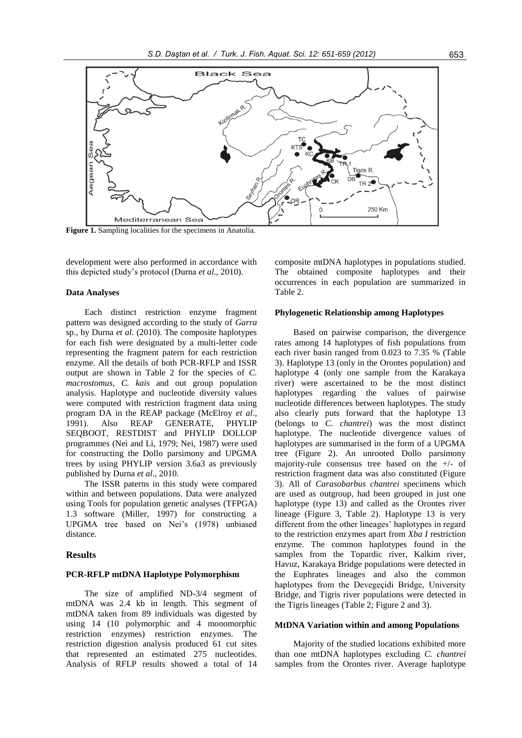**Figure 1.** Sampling localities for the specimens in Anatolia.

development were also performed in accordance with this depicted study's protocol (Durna *et al*., 2010).

### Data Analyses

Each distinct restriction enzyme fragment pattern was designed according to the study of *Garra* sp., by Durna *et al*. (2010). The composite haplotypes for each fish were designated by a multi-letter code representing the fragment patern for each restriction enzyme. All the details of both PCR-RFLP and ISSR output are shown in Table 2 for the species of *C. macrostomus*, *C. kais* and out group population analysis. Haplotype and nucleotide diversity values were computed with restriction fragment data using program DA in the REAP package (McElroy *et al*., 1991). Also REAP GENERATE, PHYLIP SEQBOOT, RESTDIST and PHYLIP DOLLOP programmes (Nei and Li, 1979; Nei, 1987) were used for constructing the Dollo parsimony and UPGMA trees by using PHYLIP version 3.6a3 as previously published by Durna *et al*., 2010.

The ISSR paterns in this study were compared within and between populations. Data were analyzed using Tools for population genetic analyses (TFPGA) 1.3 software (Miller, 1997) for constructing a UPGMA tree based on Nei's (1978) unbiased distance.

## Results

### PCR-RFLP mtDNA Haplotype Polymorphism

The size of amplified ND-3/4 segment of mtDNA was 2.4 kb in length. This segment of mtDNA taken from 89 individuals was digested by using 14 (10 polymorphic and 4 monomorphic restriction enzymes) restriction enzymes. The restriction digestion analysis produced 61 cut sites that represented an estimated 275 nucleotides. Analysis of RFLP results showed a total of 14 composite mtDNA haplotypes in populations studied. The obtained composite haplotypes and their occurrences in each population are summarized in Table 2.

### Phylogenetic Relationship among Haplotypes

Based on pairwise comparison, the divergence rates among 14 haplotypes of fish populations from each river basin ranged from 0.023 to 7.35 % (Table 3). Haplotype 13 (only in the Orontes population) and haplotype 4 (only one sample from the Karakaya river) were ascertained to be the most distinct haplotypes regarding the values of pairwise nucleotide differences between haplotypes. The study also clearly puts forward that the haplotype 13 (belongs to *C. chantrei*) was the most distinct haplotype. The nucleotide divergence values of haplotypes are summarised in the form of a UPGMA tree (Figure 2). An unrooted Dollo parsimony majority-rule consensus tree based on the +/- of restriction fragment data was also constituted (Figure 3). All of *Carasobarbus chantrei* specimens which are used as outgroup, had been grouped in just one haplotype (type 13) and called as the Orontes river lineage (Figure 3, Table 2). Haplotype 13 is very different from the other lineages' haplotypes in regard to the restriction enzymes apart from *Xba I* restriction enzyme. The common haplotypes found in the samples from the Topardic river, Kalkim river, Havuz, Karakaya Bridge populations were detected in the Euphrates lineages and also the common haplotypes from the Devegeçidi Bridge, University Bridge, and Tigris river populations were detected in the Tigris lineages (Table 2; Figure 2 and 3).

### MtDNA Variation within and among Populations

Majority of the studied locations exhibited more than one mtDNA haplotypes excluding *C. chantrei* samples from the Orontes river. Average haplotype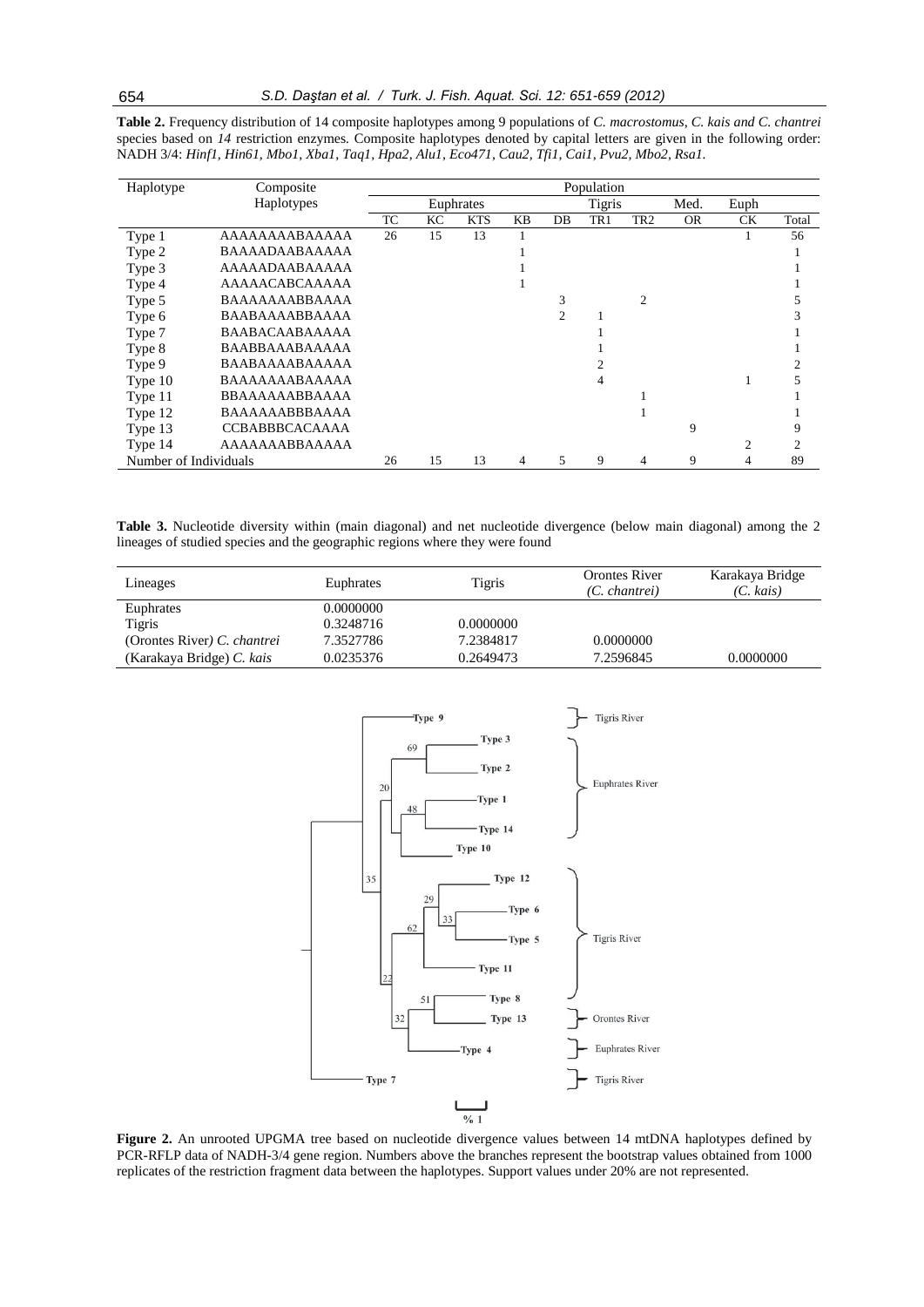**Table 2.** Frequency distribution of 14 composite haplotypes among 9 populations of *C. macrostomus*, *C. kais and C. chantrei* species based on *14* restriction enzymes. Composite haplotypes denoted by capital letters are given in the following order: NADH 3/4: *Hinf1, Hin61, Mbo1, Xba1, Taq1, Hpa2, Alu1, Eco471, Cau2, Tfi1, Cai1, Pvu2, Mbo2, Rsa1.*

| Haplotype | Composite Haplotypes | Population | | | | | | | | | |
|---|---|---|---|---|---|---|---|---|---|---|---|
| | | Euphrates | | | | Tigris | | | Med. | Euph | |
| | | TC | KC | KTS | KB | DB | TR1 | TR2 | OR | CK | Total |
| Type 1 | AAAAAAAABAAAAA | 26 | 15 | 13 | 1 | | | | | 1 | 56 |
| Type 2 | BAAAADAABAAAAA | | | | 1 | | | | | | 1 |
| Type 3 | AAAAADAABAAAAA | | | | 1 | | | | | | 1 |
| Type 4 | AAAAACABCAAAAA | | | | 1 | | | | | | 1 |
| Type 5 | BAAAAAAABBAAAA | | | | | 3 | | 2 | | | 5 |
| Type 6 | BAABAAAABBAAAA | | | | | 2 | 1 | | | | 3 |
| Type 7 | BAABACAABAAAAA | | | | | | 1 | | | | 1 |
| Type 8 | BAABBAAABAAAAA | | | | | | 1 | | | | 1 |
| Type 9 | BAABAAAABAAAAA | | | | | | 2 | | | | 2 |
| Type 10 | BAAAAAAABAAAAA | | | | | | 4 | | | 1 | 5 |
| Type 11 | BBAAAAAABBAAAA | | | | | | | 1 | | | 1 |
| Type 12 | BAAAAAABBBAAAA | | | | | | | 1 | | | 1 |
| Type 13 | CCBABBBCACAAAA | | | | | | | | 9 | | 9 |
| Type 14 | AAAAAAABBAAAAA | | | | | | | | | 2 | 2 |
| Number of Individuals | | 26 | 15 | 13 | 4 | 5 | 9 | 4 | 9 | 4 | 89 |

**Table 3.** Nucleotide diversity within (main diagonal) and net nucleotide divergence (below main diagonal) among the 2 lineages of studied species and the geographic regions where they were found

| Lineages | Euphrates | Tigris | Orontes River (*C. chantrei*) | Karakaya Bridge (*C. kais*) |
|---|---|---|---|---|
| Euphrates | 0.0000000 | | | |
| Tigris | 0.3248716 | 0.0000000 | | |
| (Orontes River) *C. chantrei* | 7.3527786 | 7.2384817 | 0.0000000 | |
| (Karakaya Bridge) *C. kais* | 0.0235376 | 0.2649473 | 7.2596845 | 0.0000000 |

**Figure 2.** An unrooted UPGMA tree based on nucleotide divergence values between 14 mtDNA haplotypes defined by PCR-RFLP data of NADH-3/4 gene region. Numbers above the branches represent the bootstrap values obtained from 1000 replicates of the restriction fragment data between the haplotypes. Support values under 20% are not represented.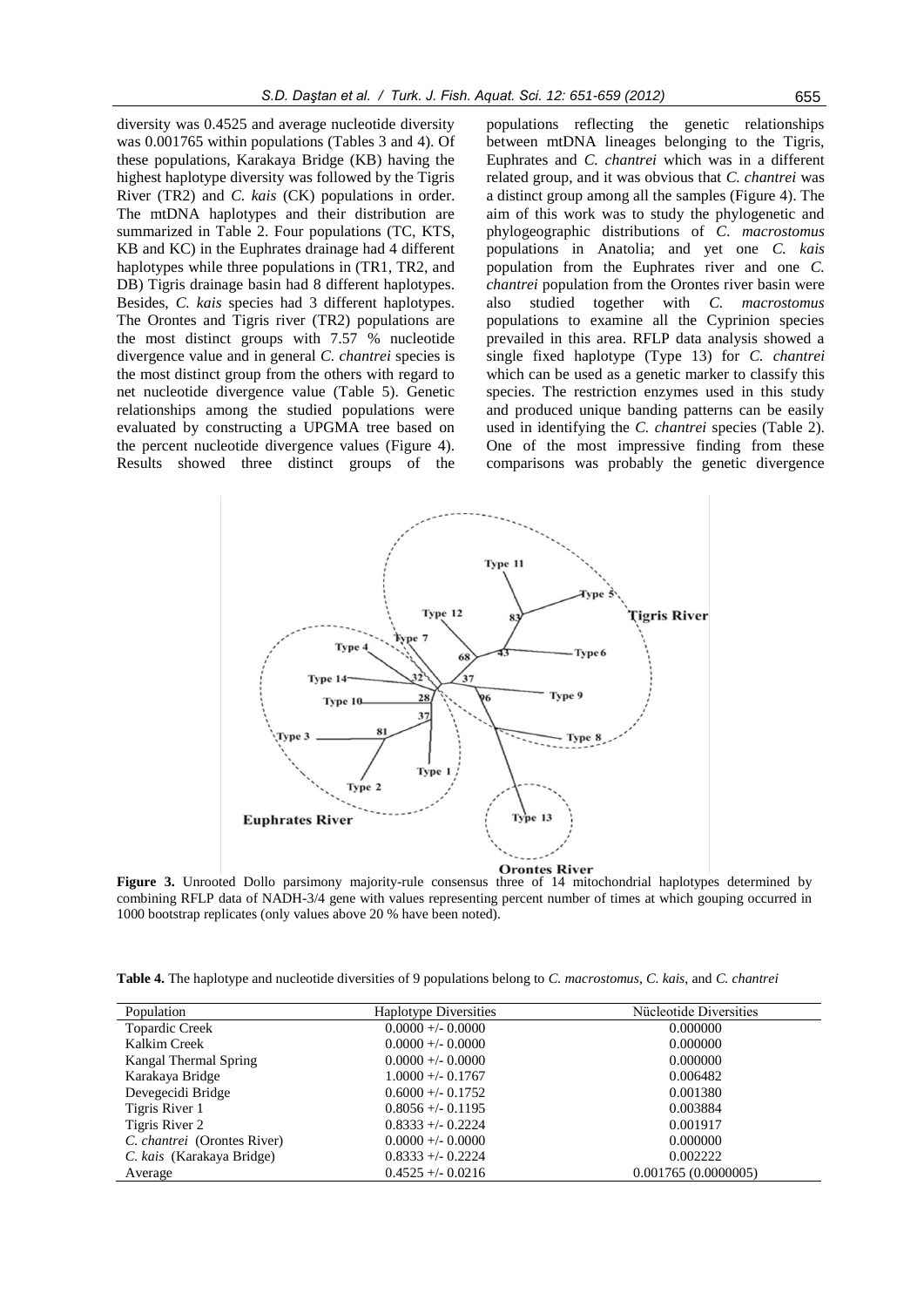diversity was 0.4525 and average nucleotide diversity was 0.001765 within populations (Tables 3 and 4). Of these populations, Karakaya Bridge (KB) having the highest haplotype diversity was followed by the Tigris River (TR2) and *C. kais* (CK) populations in order. The mtDNA haplotypes and their distribution are summarized in Table 2. Four populations (TC, KTS, KB and KC) in the Euphrates drainage had 4 different haplotypes while three populations in (TR1, TR2, and DB) Tigris drainage basin had 8 different haplotypes. Besides, *C. kais* species had 3 different haplotypes. The Orontes and Tigris river (TR2) populations are the most distinct groups with 7.57 % nucleotide divergence value and in general *C. chantrei* species is the most distinct group from the others with regard to net nucleotide divergence value (Table 5). Genetic relationships among the studied populations were evaluated by constructing a UPGMA tree based on the percent nucleotide divergence values (Figure 4). Results showed three distinct groups of the populations reflecting the genetic relationships between mtDNA lineages belonging to the Tigris, Euphrates and *C. chantrei* which was in a different related group, and it was obvious that *C. chantrei* was a distinct group among all the samples (Figure 4). The aim of this work was to study the phylogenetic and phylogeographic distributions of *C. macrostomus* populations in Anatolia; and yet one *C. kais* population from the Euphrates river and one *C. chantrei* population from the Orontes river basin were also studied together with *C. macrostomus* populations to examine all the Cyprinion species prevailed in this area. RFLP data analysis showed a single fixed haplotype (Type 13) for *C. chantrei* which can be used as a genetic marker to classify this species. The restriction enzymes used in this study and produced unique banding patterns can be easily used in identifying the *C. chantrei* species (Table 2). One of the most impressive finding from these comparisons was probably the genetic divergence

**Figure 3.** Unrooted Dollo parsimony majority-rule consensus three of 14 mitochondrial haplotypes determined by combining RFLP data of NADH-3/4 gene with values representing percent number of times at which gouping occurred in 1000 bootstrap replicates (only values above 20 % have been noted).

**Table 4.** The haplotype and nucleotide diversities of 9 populations belong to *C. macrostomus*, *C. kais*, and *C. chantrei*

| Population | Haplotype Diversities | Nücleotide Diversities |
|---|---|---|
| Topardic Creek | 0.0000 +/- 0.0000 | 0.000000 |
| Kalkim Creek | 0.0000 +/- 0.0000 | 0.000000 |
| Kangal Thermal Spring | 0.0000 +/- 0.0000 | 0.000000 |
| Karakaya Bridge | 1.0000 +/- 0.1767 | 0.006482 |
| Devegecidi Bridge | 0.6000 +/- 0.1752 | 0.001380 |
| Tigris River 1 | 0.8056 +/- 0.1195 | 0.003884 |
| Tigris River 2 | 0.8333 +/- 0.2224 | 0.001917 |
| *C. chantrei* (Orontes River) | 0.0000 +/- 0.0000 | 0.000000 |
| *C. kais* (Karakaya Bridge) | 0.8333 +/- 0.2224 | 0.002222 |
| Average | 0.4525 +/- 0.0216 | 0.001765 (0.0000005) |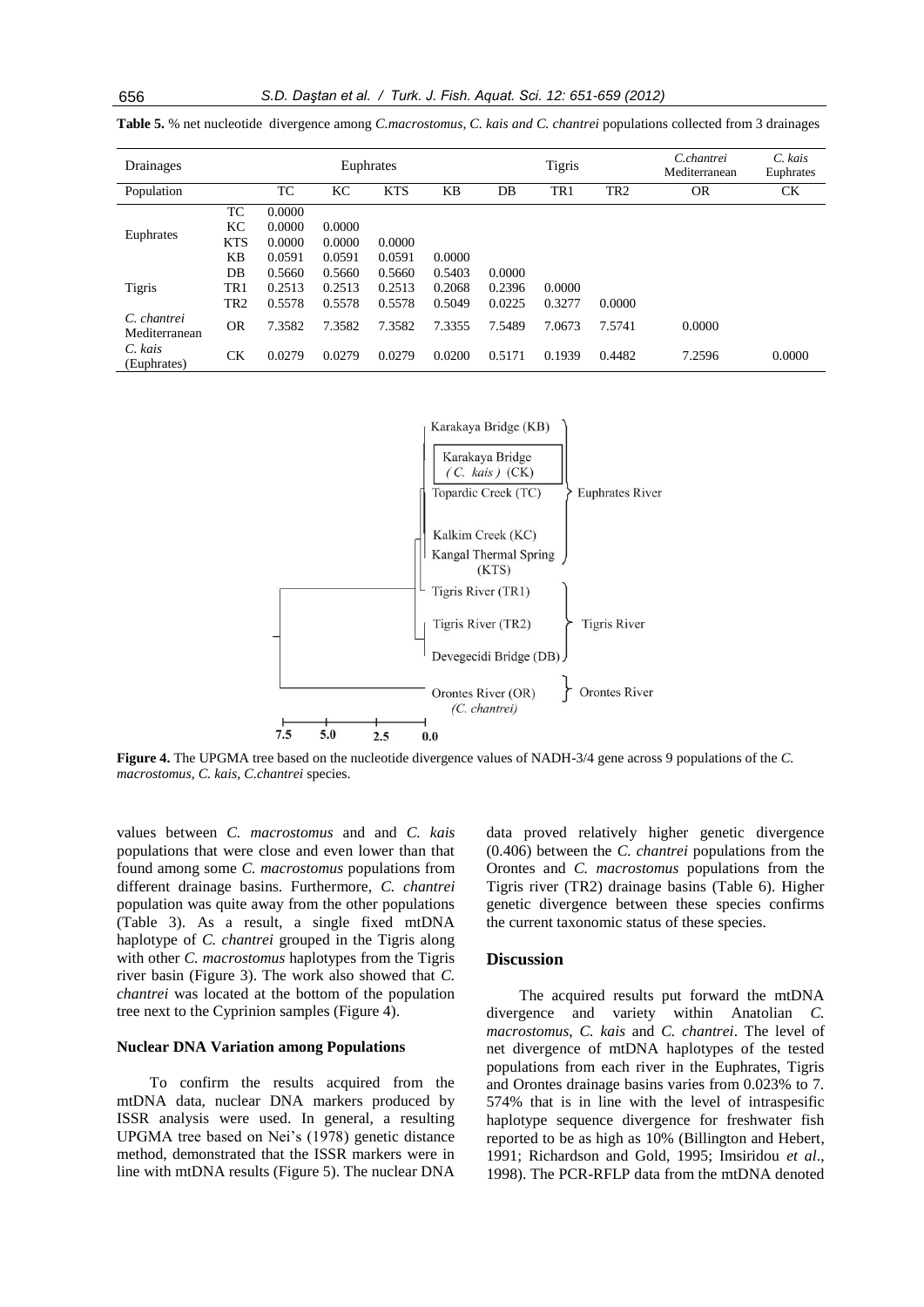**Table 5.** % net nucleotide divergence among *C.macrostomus, C. kais and C. chantrei* populations collected from 3 drainages

| Drainages | | Euphrates | | | | Tigris | | | *C.chantrei* Mediterranean | *C. kais* Euphrates |
|---|---|---|---|---|---|---|---|---|---|---|
| Population | | TC | KC | KTS | KB | DB | TR1 | TR2 | OR | CK |
| Euphrates | TC | 0.0000 | | | | | | | | |
| | KC | 0.0000 | 0.0000 | | | | | | | |
| | KTS | 0.0000 | 0.0000 | 0.0000 | | | | | | |
| | KB | 0.0591 | 0.0591 | 0.0591 | 0.0000 | | | | | |
| Tigris | DB | 0.5660 | 0.5660 | 0.5660 | 0.5403 | 0.0000 | | | | |
| | TR1 | 0.2513 | 0.2513 | 0.2513 | 0.2068 | 0.2396 | 0.0000 | | | |
| | TR2 | 0.5578 | 0.5578 | 0.5578 | 0.5049 | 0.0225 | 0.3277 | 0.0000 | | |
| *C. chantrei* Mediterranean | OR | 7.3582 | 7.3582 | 7.3582 | 7.3355 | 7.5489 | 7.0673 | 7.5741 | 0.0000 | |
| *C. kais* (Euphrates) | CK | 0.0279 | 0.0279 | 0.0279 | 0.0200 | 0.5171 | 0.1939 | 0.4482 | 7.2596 | 0.0000 |

**Figure 4.** The UPGMA tree based on the nucleotide divergence values of NADH-3/4 gene across 9 populations of the *C. macrostomus, C. kais, C.chantrei* species.

values between *C. macrostomus* and and *C. kais* populations that were close and even lower than that found among some *C. macrostomus* populations from different drainage basins. Furthermore, *C. chantrei* population was quite away from the other populations (Table 3). As a result, a single fixed mtDNA haplotype of *C. chantrei* grouped in the Tigris along with other *C. macrostomus* haplotypes from the Tigris river basin (Figure 3). The work also showed that *C. chantrei* was located at the bottom of the population tree next to the Cyprinion samples (Figure 4).

### Nuclear DNA Variation among Populations

To confirm the results acquired from the mtDNA data, nuclear DNA markers produced by ISSR analysis were used. In general, a resulting UPGMA tree based on Nei's (1978) genetic distance method, demonstrated that the ISSR markers were in line with mtDNA results (Figure 5). The nuclear DNA data proved relatively higher genetic divergence (0.406) between the *C. chantrei* populations from the Orontes and *C. macrostomus* populations from the Tigris river (TR2) drainage basins (Table 6). Higher genetic divergence between these species confirms the current taxonomic status of these species.

## Discussion

The acquired results put forward the mtDNA divergence and variety within Anatolian *C. macrostomus*, *C. kais* and *C. chantrei*. The level of net divergence of mtDNA haplotypes of the tested populations from each river in the Euphrates, Tigris and Orontes drainage basins varies from 0.023% to 7. 574% that is in line with the level of intraspesific haplotype sequence divergence for freshwater fish reported to be as high as 10% (Billington and Hebert, 1991; Richardson and Gold, 1995; Imsiridou *et al*., 1998). The PCR-RFLP data from the mtDNA denoted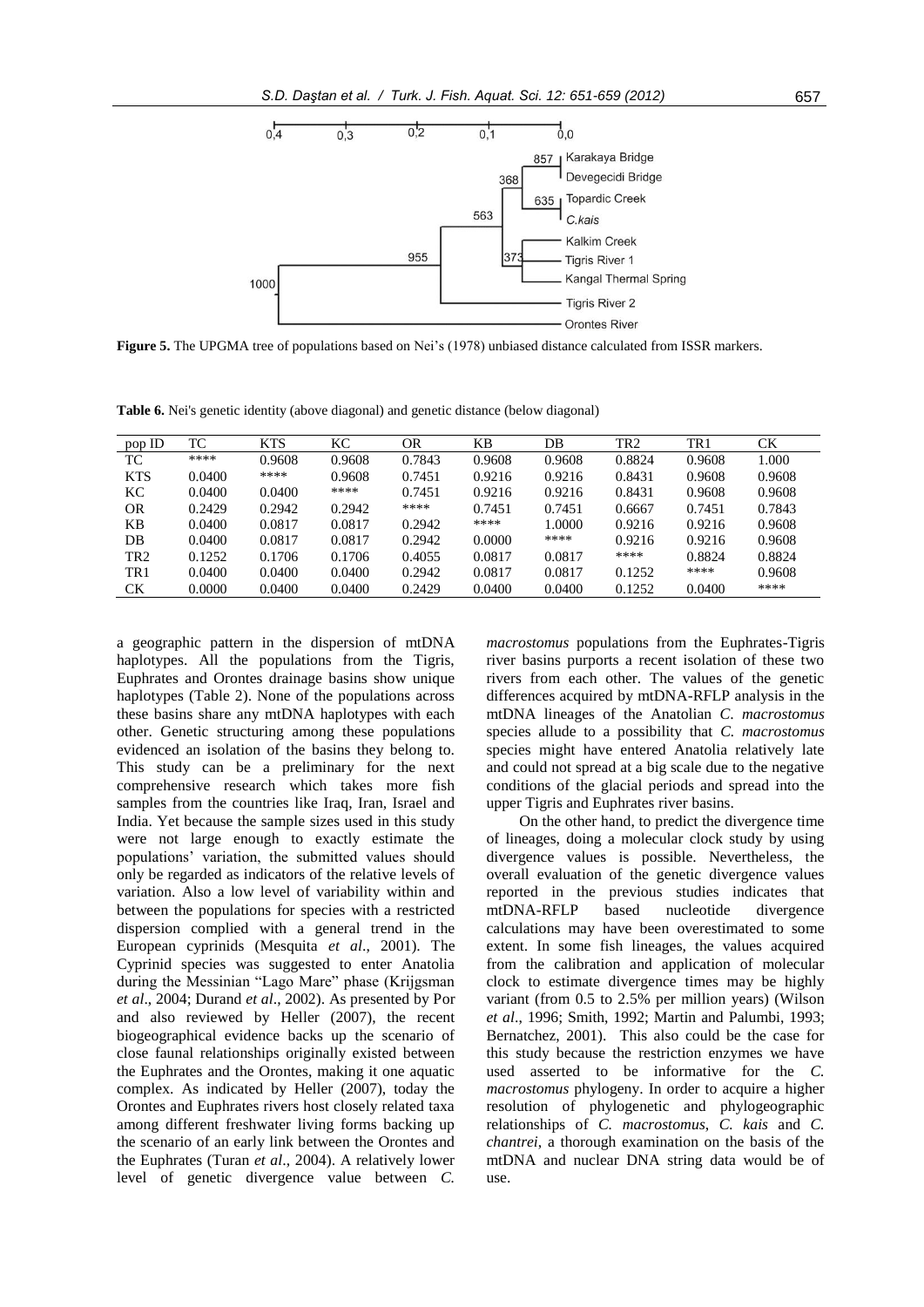**Figure 5.** The UPGMA tree of populations based on Nei's (1978) unbiased distance calculated from ISSR markers.

**Table 6.** Nei's genetic identity (above diagonal) and genetic distance (below diagonal)

| pop ID | TC | KTS | KC | OR | KB | DB | TR2 | TR1 | CK |
|---|---|---|---|---|---|---|---|---|---|
| TC | **** | 0.9608 | 0.9608 | 0.7843 | 0.9608 | 0.9608 | 0.8824 | 0.9608 | 1.000 |
| KTS | 0.0400 | **** | 0.9608 | 0.7451 | 0.9216 | 0.9216 | 0.8431 | 0.9608 | 0.9608 |
| KC | 0.0400 | 0.0400 | **** | 0.7451 | 0.9216 | 0.9216 | 0.8431 | 0.9608 | 0.9608 |
| OR | 0.2429 | 0.2942 | 0.2942 | **** | 0.7451 | 0.7451 | 0.6667 | 0.7451 | 0.7843 |
| KB | 0.0400 | 0.0817 | 0.0817 | 0.2942 | **** | 1.0000 | 0.9216 | 0.9216 | 0.9608 |
| DB | 0.0400 | 0.0817 | 0.0817 | 0.2942 | 0.0000 | **** | 0.9216 | 0.9216 | 0.9608 |
| TR2 | 0.1252 | 0.1706 | 0.1706 | 0.4055 | 0.0817 | 0.0817 | **** | 0.8824 | 0.8824 |
| TR1 | 0.0400 | 0.0400 | 0.0400 | 0.2942 | 0.0817 | 0.0817 | 0.1252 | **** | 0.9608 |
| CK | 0.0000 | 0.0400 | 0.0400 | 0.2429 | 0.0400 | 0.0400 | 0.1252 | 0.0400 | **** |

a geographic pattern in the dispersion of mtDNA haplotypes. All the populations from the Tigris, Euphrates and Orontes drainage basins show unique haplotypes (Table 2). None of the populations across these basins share any mtDNA haplotypes with each other. Genetic structuring among these populations evidenced an isolation of the basins they belong to. This study can be a preliminary for the next comprehensive research which takes more fish samples from the countries like Iraq, Iran, Israel and India. Yet because the sample sizes used in this study were not large enough to exactly estimate the populations' variation, the submitted values should only be regarded as indicators of the relative levels of variation. Also a low level of variability within and between the populations for species with a restricted dispersion complied with a general trend in the European cyprinids (Mesquita *et al*., 2001). The Cyprinid species was suggested to enter Anatolia during the Messinian "Lago Mare" phase (Krijgsman *et al*., 2004; Durand *et al*., 2002). As presented by Por and also reviewed by Heller (2007), the recent biogeographical evidence backs up the scenario of close faunal relationships originally existed between the Euphrates and the Orontes, making it one aquatic complex. As indicated by Heller (2007), today the Orontes and Euphrates rivers host closely related taxa among different freshwater living forms backing up the scenario of an early link between the Orontes and the Euphrates (Turan *et al*., 2004). A relatively lower level of genetic divergence value between *C. macrostomus* populations from the Euphrates-Tigris river basins purports a recent isolation of these two rivers from each other. The values of the genetic differences acquired by mtDNA-RFLP analysis in the mtDNA lineages of the Anatolian *C. macrostomus* species allude to a possibility that *C. macrostomus* species might have entered Anatolia relatively late and could not spread at a big scale due to the negative conditions of the glacial periods and spread into the upper Tigris and Euphrates river basins.

On the other hand, to predict the divergence time of lineages, doing a molecular clock study by using divergence values is possible. Nevertheless, the overall evaluation of the genetic divergence values reported in the previous studies indicates that mtDNA-RFLP based nucleotide divergence calculations may have been overestimated to some extent. In some fish lineages, the values acquired from the calibration and application of molecular clock to estimate divergence times may be highly variant (from 0.5 to 2.5% per million years) (Wilson *et al*., 1996; Smith, 1992; Martin and Palumbi, 1993; Bernatchez, 2001). This also could be the case for this study because the restriction enzymes we have used asserted to be informative for the *C. macrostomus* phylogeny. In order to acquire a higher resolution of phylogenetic and phylogeographic relationships of *C. macrostomus*, *C. kais* and *C. chantrei*, a thorough examination on the basis of the mtDNA and nuclear DNA string data would be of use.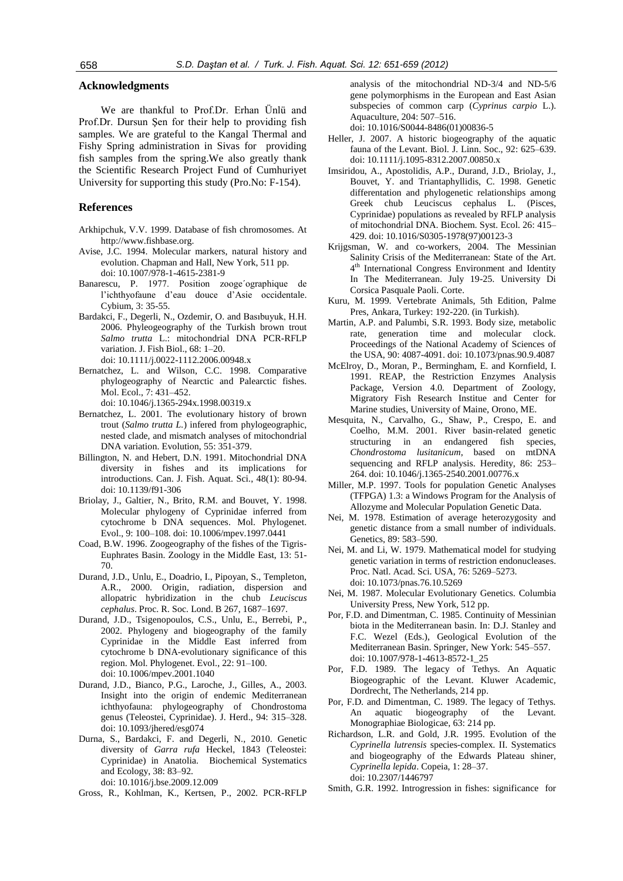## Acknowledgments

We are thankful to Prof.Dr. Erhan Ünlü and Prof.Dr. Dursun Şen for their help to providing fish samples. We are grateful to the Kangal Thermal and Fishy Spring administration in Sivas for providing fish samples from the spring.We also greatly thank the Scientific Research Project Fund of Cumhuriyet University for supporting this study (Pro.No: F-154).

## References

Arkhipchuk, V.V. 1999. Database of fish chromosomes. At http://www.fishbase.org.

Avise, J.C. 1994. Molecular markers, natural history and evolution. Chapman and Hall, New York, 511 pp. doi: 10.1007/978-1-4615-2381-9

Banarescu, P. 1977. Position zooge´ographique de l'ichthyofaune d'eau douce d'Asie occidentale. Cybium, 3: 35-55.

Bardakci, F., Degerli, N., Ozdemir, O. and Basıbuyuk, H.H. 2006. Phyleogeography of the Turkish brown trout *Salmo trutta* L.: mitochondrial DNA PCR-RFLP variation. J. Fish Biol., 68: 1–20. doi: 10.1111/j.0022-1112.2006.00948.x

Bernatchez, L. and Wilson, C.C. 1998. Comparative phylogeography of Nearctic and Palearctic fishes. Mol. Ecol., 7: 431–452. doi: 10.1046/j.1365-294x.1998.00319.x

Bernatchez, L. 2001. The evolutionary history of brown trout (*Salmo trutta L.*) infered from phylogeographic, nested clade, and mismatch analyses of mitochondrial DNA variation. Evolution, 55: 351-379.

Billington, N. and Hebert, D.N. 1991. Mitochondrial DNA diversity in fishes and its implications for introductions. Can. J. Fish. Aquat. Sci., 48(1): 80-94. doi: 10.1139/f91-306

Briolay, J., Galtier, N., Brito, R.M. and Bouvet, Y. 1998. Molecular phylogeny of Cyprinidae inferred from cytochrome b DNA sequences. Mol. Phylogenet. Evol., 9: 100–108. doi: 10.1006/mpev.1997.0441

Coad, B.W. 1996. Zoogeography of the fishes of the Tigris-Euphrates Basin. Zoology in the Middle East, 13: 51-70.

Durand, J.D., Unlu, E., Doadrio, I., Pipoyan, S., Templeton, A.R., 2000. Origin, radiation, dispersion and allopatric hybridization in the chub *Leuciscus cephalus*. Proc. R. Soc. Lond. B 267, 1687–1697.

Durand, J.D., Tsigenopoulos, C.S., Unlu, E., Berrebi, P., 2002. Phylogeny and biogeography of the family Cyprinidae in the Middle East inferred from cytochrome b DNA-evolutionary significance of this region. Mol. Phylogenet. Evol., 22: 91–100. doi: 10.1006/mpev.2001.1040

Durand, J.D., Bianco, P.G., Laroche, J., Gilles, A., 2003. Insight into the origin of endemic Mediterranean ichthyofauna: phylogeography of Chondrostoma genus (Teleostei, Cyprinidae). J. Herd., 94: 315–328. doi: 10.1093/jhered/esg074

Durna, S., Bardakci, F. and Degerli, N., 2010. Genetic diversity of *Garra rufa* Heckel, 1843 (Teleostei: Cyprinidae) in Anatolia. Biochemical Systematics and Ecology, 38: 83–92. doi: 10.1016/j.bse.2009.12.009

Gross, R., Kohlman, K., Kertsen, P., 2002. PCR-RFLP analysis of the mitochondrial ND-3/4 and ND-5/6 gene polymorphisms in the European and East Asian subspecies of common carp (*Cyprinus carpio* L.). Aquaculture, 204: 507–516. doi: 10.1016/S0044-8486(01)00836-5

Heller, J. 2007. A historic biogeography of the aquatic fauna of the Levant. Biol. J. Linn. Soc., 92: 625–639. doi: 10.1111/j.1095-8312.2007.00850.x

Imsiridou, A., Apostolidis, A.P., Durand, J.D., Briolay, J., Bouvet, Y. and Triantaphyllidis, C. 1998. Genetic differentation and phylogenetic relationships among Greek chub Leuciscus cephalus L. (Pisces, Cyprinidae) populations as revealed by RFLP analysis of mitochondrial DNA. Biochem. Syst. Ecol. 26: 415–429. doi: 10.1016/S0305-1978(97)00123-3

Krijgsman, W. and co-workers, 2004. The Messinian Salinity Crisis of the Mediterranean: State of the Art. 4th International Congress Environment and Identity In The Mediterranean. July 19-25. University Di Corsica Pasquale Paoli. Corte.

Kuru, M. 1999. Vertebrate Animals, 5th Edition, Palme Pres, Ankara, Turkey: 192-220. (in Turkish).

Martin, A.P. and Palumbi, S.R. 1993. Body size, metabolic rate, generation time and molecular clock. Proceedings of the National Academy of Sciences of the USA, 90: 4087-4091. doi: 10.1073/pnas.90.9.4087

McElroy, D., Moran, P., Bermingham, E. and Kornfield, I. 1991. REAP, the Restriction Enzymes Analysis Package, Version 4.0. Department of Zoology, Migratory Fish Research Institue and Center for Marine studies, University of Maine, Orono, ME.

Mesquita, N., Carvalho, G., Shaw, P., Crespo, E. and Coelho, M.M. 2001. River basin-related genetic structuring in an endangered fish species, *Chondrostoma lusitanicum*, based on mtDNA sequencing and RFLP analysis. Heredity, 86: 253–264. doi: 10.1046/j.1365-2540.2001.00776.x

Miller, M.P. 1997. Tools for population Genetic Analyses (TFPGA) 1.3: a Windows Program for the Analysis of Allozyme and Molecular Population Genetic Data.

Nei, M. 1978. Estimation of average heterozygosity and genetic distance from a small number of individuals. Genetics, 89: 583–590.

Nei, M. and Li, W. 1979. Mathematical model for studying genetic variation in terms of restriction endonucleases. Proc. Natl. Acad. Sci. USA, 76: 5269–5273. doi: 10.1073/pnas.76.10.5269

Nei, M. 1987. Molecular Evolutionary Genetics. Columbia University Press, New York, 512 pp.

Por, F.D. and Dimentman, C. 1985. Continuity of Messinian biota in the Mediterranean basin. In: D.J. Stanley and F.C. Wezel (Eds.), Geological Evolution of the Mediterranean Basin. Springer, New York: 545–557. doi: 10.1007/978-1-4613-8572-1_25

Por, F.D. 1989. The legacy of Tethys. An Aquatic Biogeographic of the Levant. Kluwer Academic, Dordrecht, The Netherlands, 214 pp.

Por, F.D. and Dimentman, C. 1989. The legacy of Tethys. An aquatic biogeography of the Levant. Monographiae Biologicae, 63: 214 pp.

Richardson, L.R. and Gold, J.R. 1995. Evolution of the *Cyprinella lutrensis* species-complex. II. Systematics and biogeography of the Edwards Plateau shiner, *Cyprinella lepida*. Copeia, 1: 28–37. doi: 10.2307/1446797

Smith, G.R. 1992. Introgression in fishes: significance for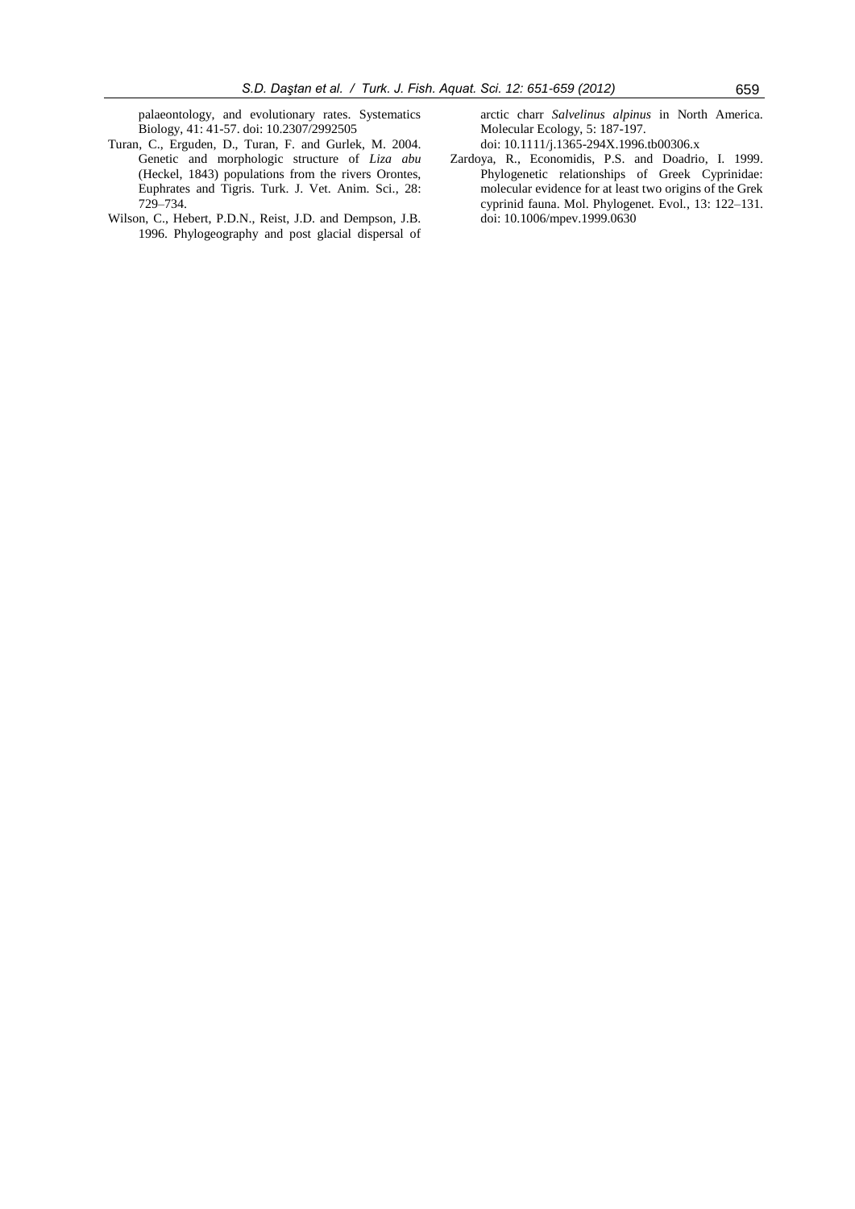palaeontology, and evolutionary rates. Systematics Biology, 41: 41-57. doi: 10.2307/2992505

Turan, C., Erguden, D., Turan, F. and Gurlek, M. 2004. Genetic and morphologic structure of *Liza abu* (Heckel, 1843) populations from the rivers Orontes, Euphrates and Tigris. Turk. J. Vet. Anim. Sci., 28: 729–734.

Wilson, C., Hebert, P.D.N., Reist, J.D. and Dempson, J.B. 1996. Phylogeography and post glacial dispersal of arctic charr *Salvelinus alpinus* in North America. Molecular Ecology, 5: 187-197. doi: 10.1111/j.1365-294X.1996.tb00306.x

Zardoya, R., Economidis, P.S. and Doadrio, I. 1999. Phylogenetic relationships of Greek Cyprinidae: molecular evidence for at least two origins of the Grek cyprinid fauna. Mol. Phylogenet. Evol., 13: 122–131. doi: 10.1006/mpev.1999.0630